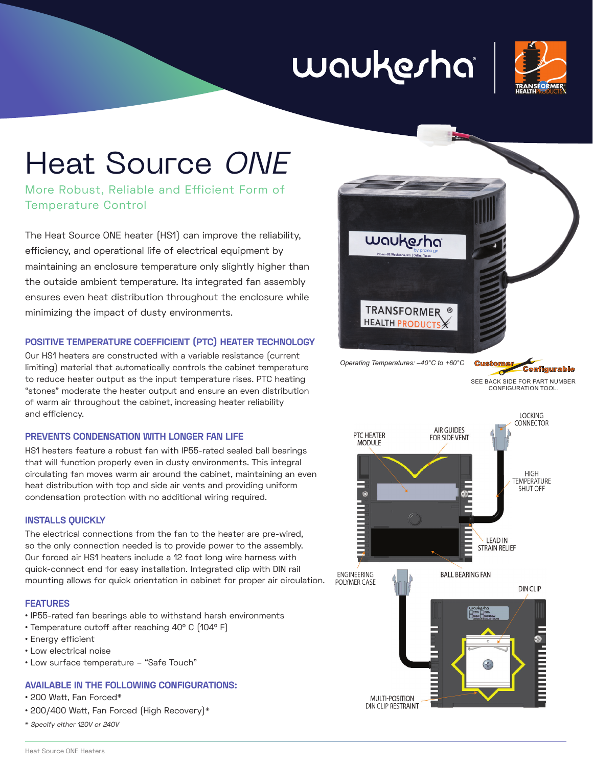# Heat Source *ONE*

More Robust, Reliable and Efficient Form of Temperature Control

The Heat Source ONE heater (HS1) can improve the reliability, efficiency, and operational life of electrical equipment by maintaining an enclosure temperature only slightly higher than the outside ambient temperature. Its integrated fan assembly ensures even heat distribution throughout the enclosure while minimizing the impact of dusty environments.

## POSITIVE TEMPERATURE COEFFICIENT (PTC) HEATER TECHNOLOGY

Our HS1 heaters are constructed with a variable resistance (current limiting) material that automatically controls the cabinet temperature to reduce heater output as the input temperature rises. PTC heating "stones" moderate the heater output and ensure an even distribution of warm air throughout the cabinet, increasing heater reliability and efficiency.

## PREVENTS CONDENSATION WITH LONGER FAN LIFE

HS1 heaters feature a robust fan with IP55-rated sealed ball bearings that will function properly even in dusty environments. This integral circulating fan moves warm air around the cabinet, maintaining an even heat distribution with top and side air vents and providing uniform condensation protection with no additional wiring required.

## INSTALLS QUICKLY

The electrical connections from the fan to the heater are pre-wired, so the only connection needed is to provide power to the assembly. Our forced air HS1 heaters include a 12 foot long wire harness with quick-connect end for easy installation. Integrated clip with DIN rail mounting allows for quick orientation in cabinet for proper air circulation.

## FEATURES

- IP55-rated fan bearings able to withstand harsh environments
- Temperature cutoff after reaching 40° C (104° F)
- Energy efficient
- Low electrical noise
- Low surface temperature – "Safe Touch"

## AVAILABLE IN THE FOLLOWING CONFIGURATIONS:

- 200 Watt, Fan Forced*
- 200/400 Watt, Fan Forced (High Recovery)*

*\* Specify either 120V or 240V*

*Operating Temperatures: –40°C to +60°C*

Customer Configurable

SEE BACK SIDE FOR PART NUMBER CONFIGURATION TOOL.

PTC HEATER MODULE

AIR GUIDES FOR SIDE VENT

LOCKING CONNECTOR

HIGH TEMPERATURE SHUT OFF

LEAD IN STRAIN RELIEF

ENGINEERING POLYMER CASE

BALL BEARING FAN

DIN CLIP

MULTI-POSITION DIN CLIP RESTRAINT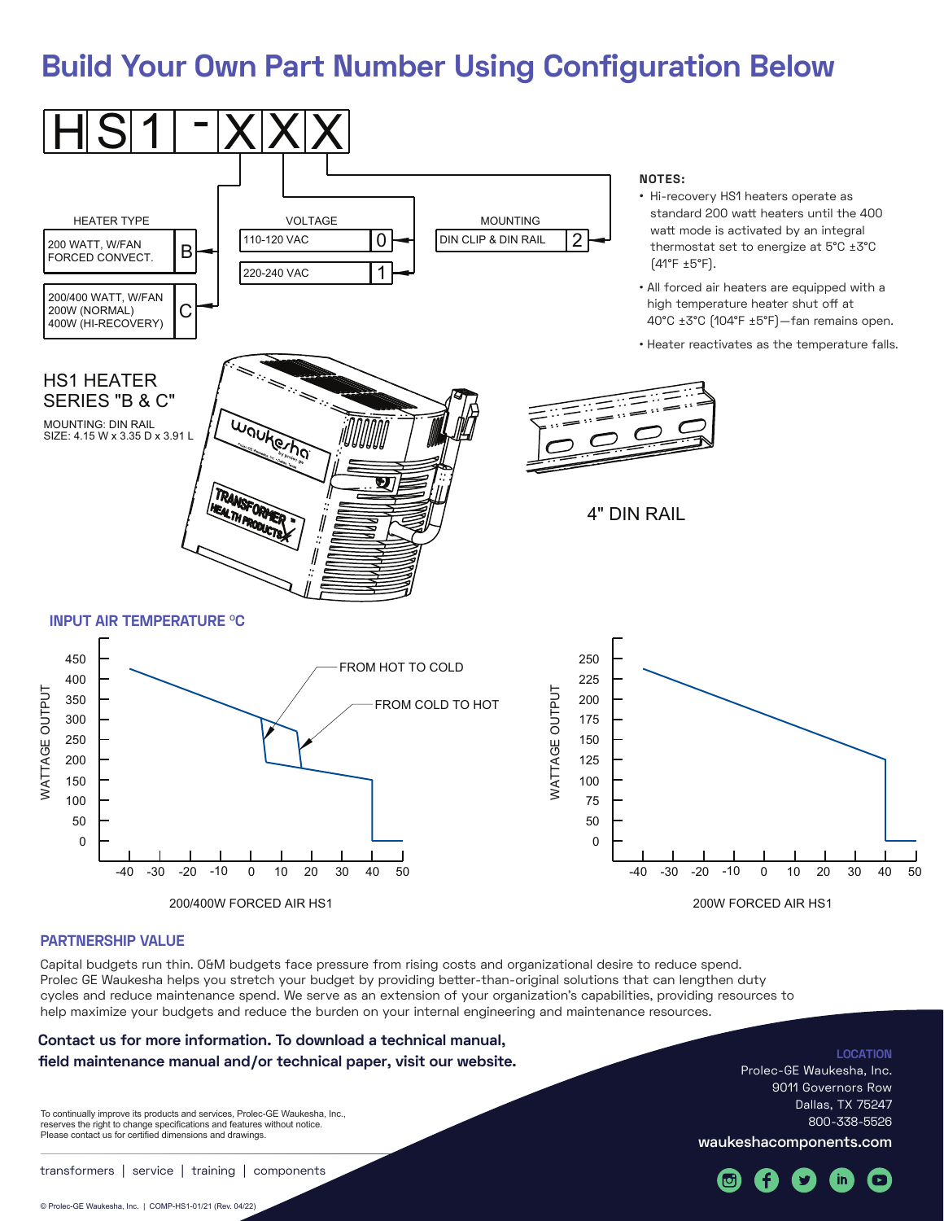# Build Your Own Part Number Using Configuration Below

HS1 - X X X

HEATER TYPE

| | |
|---|---|
| 200 WATT, W/FAN FORCED CONVECT. | B |
| 200/400 WATT, W/FAN 200W (NORMAL) 400W (HI-RECOVERY) | C |

VOLTAGE

| | |
|---|---|
| 110-120 VAC | 0 |
| 220-240 VAC | 1 |

MOUNTING

| | |
|---|---|
| DIN CLIP & DIN RAIL | 2 |

**NOTES:**

- Hi-recovery HS1 heaters operate as standard 200 watt heaters until the 400 watt mode is activated by an integral thermostat set to energize at 5°C ±3°C (41°F ±5°F).
- All forced air heaters are equipped with a high temperature heater shut off at 40°C ±3°C (104°F ±5°F)—fan remains open.
- Heater reactivates as the temperature falls.

HS1 HEATER SERIES "B & C"

MOUNTING: DIN RAIL
SIZE: 4.15 W x 3.35 D x 3.91 L

waukesha

TRANSFORMER HEALTH PRODUCTS

4" DIN RAIL

### INPUT AIR TEMPERATURE °C

WATTAGE OUTPUT

450
400
350
300
250
200
150
100
50
0

-40 -30 -20 -10 0 10 20 30 40 50

FROM HOT TO COLD

FROM COLD TO HOT

200/400W FORCED AIR HS1

WATTAGE OUTPUT

250
225
200
175
150
125
100
75
50
0

-40 -30 -20 -10 0 10 20 30 40 50

200W FORCED AIR HS1

### PARTNERSHIP VALUE

Capital budgets run thin. O&M budgets face pressure from rising costs and organizational desire to reduce spend. Prolec GE Waukesha helps you stretch your budget by providing better-than-original solutions that can lengthen duty cycles and reduce maintenance spend. We serve as an extension of your organization's capabilities, providing resources to help maximize your budgets and reduce the burden on your internal engineering and maintenance resources.

**Contact us for more information. To download a technical manual, field maintenance manual and/or technical paper, visit our website.**

To continually improve its products and services, Prolec-GE Waukesha, Inc., reserves the right to change specifications and features without notice. Please contact us for certified dimensions and drawings.

transformers | service | training | components

**LOCATION**

Prolec-GE Waukesha, Inc.
9011 Governors Row
Dallas, TX 75247
800-338-5526

**waukeshacomponents.com**

© Prolec-GE Waukesha, Inc. | COMP-HS1-01/21 (Rev. 04/22)